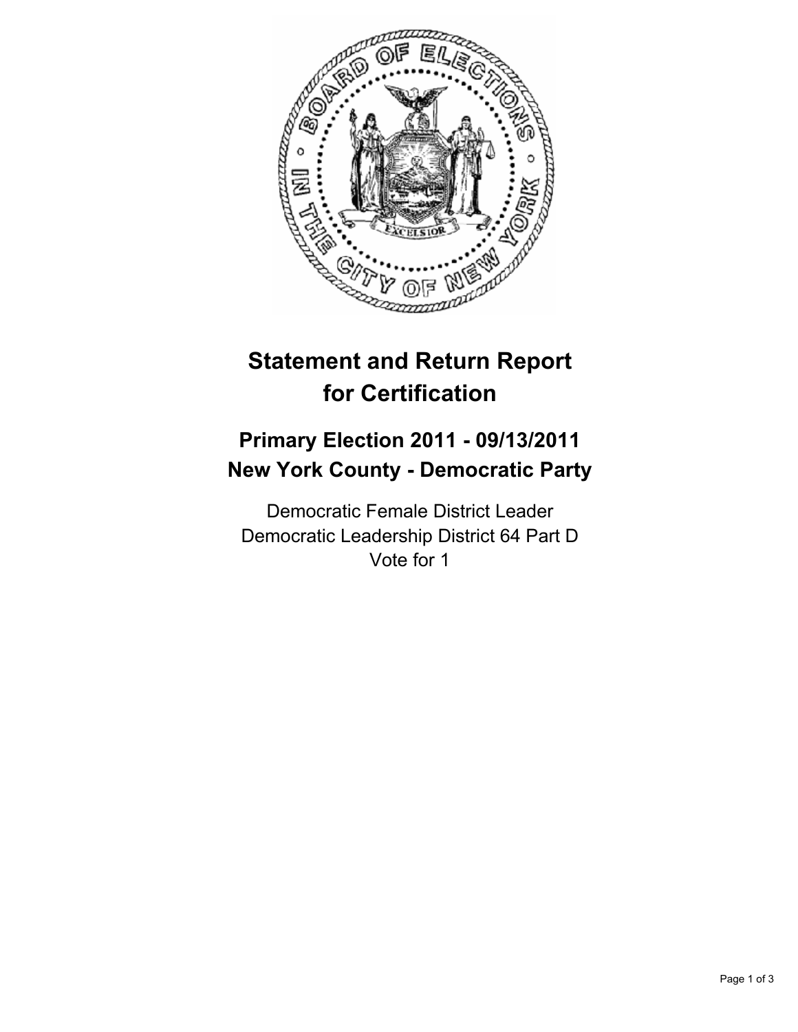# Statement and Return Report for Certification

## Primary Election 2011 - 09/13/2011
## New York County - Democratic Party

Democratic Female District Leader
Democratic Leadership District 64 Part D
Vote for 1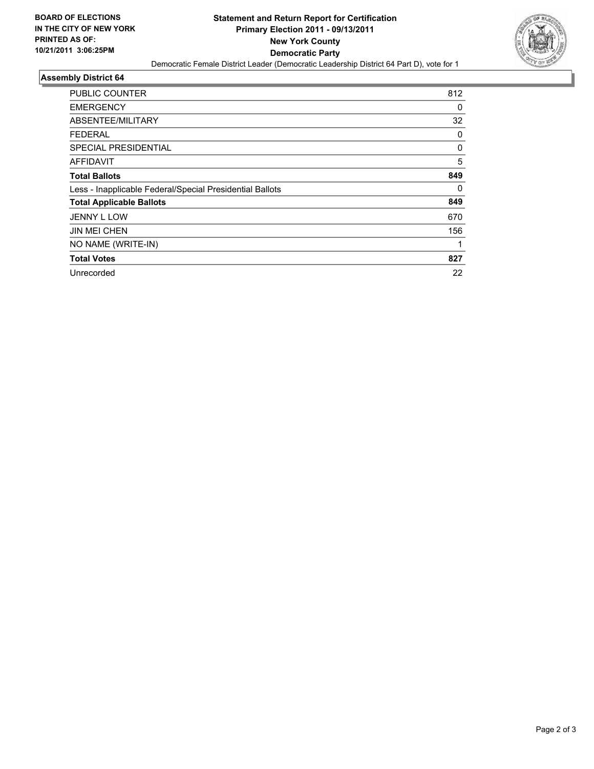**BOARD OF ELECTIONS IN THE CITY OF NEW YORK PRINTED AS OF: 10/21/2011 3:06:25PM**

# Statement and Return Report for Certification
## Primary Election 2011 - 09/13/2011
## New York County
## Democratic Party

Democratic Female District Leader (Democratic Leadership District 64 Part D), vote for 1

### Assembly District 64

| | |
|---|---|
| PUBLIC COUNTER | 812 |
| EMERGENCY | 0 |
| ABSENTEE/MILITARY | 32 |
| FEDERAL | 0 |
| SPECIAL PRESIDENTIAL | 0 |
| AFFIDAVIT | 5 |
| **Total Ballots** | **849** |
| Less - Inapplicable Federal/Special Presidential Ballots | 0 |
| **Total Applicable Ballots** | **849** |
| JENNY L LOW | 670 |
| JIN MEI CHEN | 156 |
| NO NAME (WRITE-IN) | 1 |
| **Total Votes** | **827** |
| Unrecorded | 22 |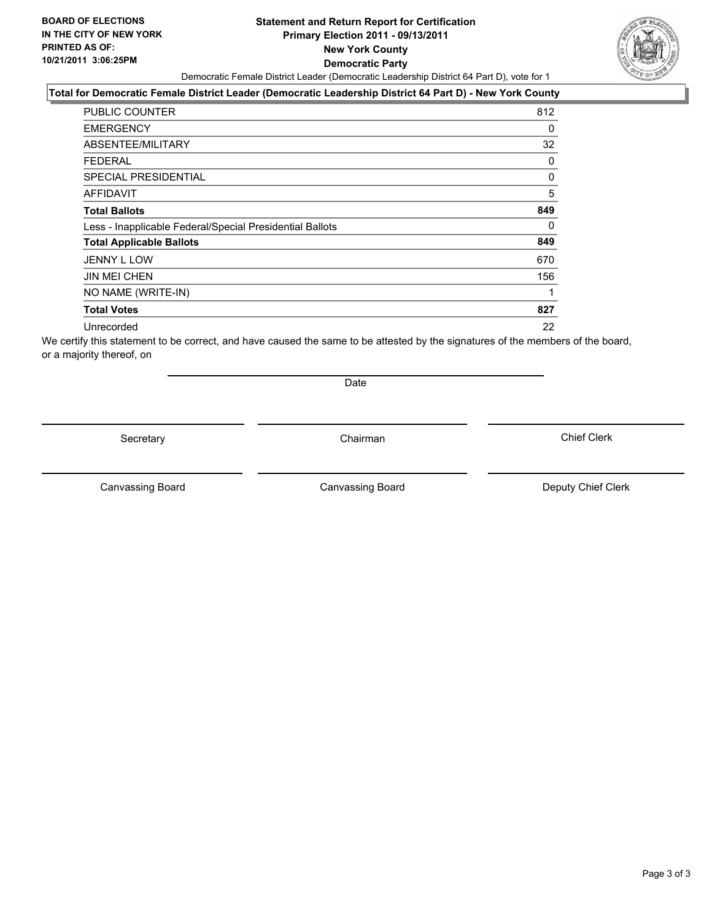**BOARD OF ELECTIONS IN THE CITY OF NEW YORK PRINTED AS OF: 10/21/2011 3:06:25PM**

**Statement and Return Report for Certification**
**Primary Election 2011 - 09/13/2011**
**New York County**
**Democratic Party**

Democratic Female District Leader (Democratic Leadership District 64 Part D), vote for 1

**Total for Democratic Female District Leader (Democratic Leadership District 64 Part D) - New York County**

| | |
|---|---|
| PUBLIC COUNTER | 812 |
| EMERGENCY | 0 |
| ABSENTEE/MILITARY | 32 |
| FEDERAL | 0 |
| SPECIAL PRESIDENTIAL | 0 |
| AFFIDAVIT | 5 |
| **Total Ballots** | **849** |
| Less - Inapplicable Federal/Special Presidential Ballots | 0 |
| **Total Applicable Ballots** | **849** |
| JENNY L LOW | 670 |
| JIN MEI CHEN | 156 |
| NO NAME (WRITE-IN) | 1 |
| **Total Votes** | **827** |
| Unrecorded | 22 |

We certify this statement to be correct, and have caused the same to be attested by the signatures of the members of the board, or a majority thereof, on

Date

Secretary

Chairman

Chief Clerk

Canvassing Board

Canvassing Board

Deputy Chief Clerk